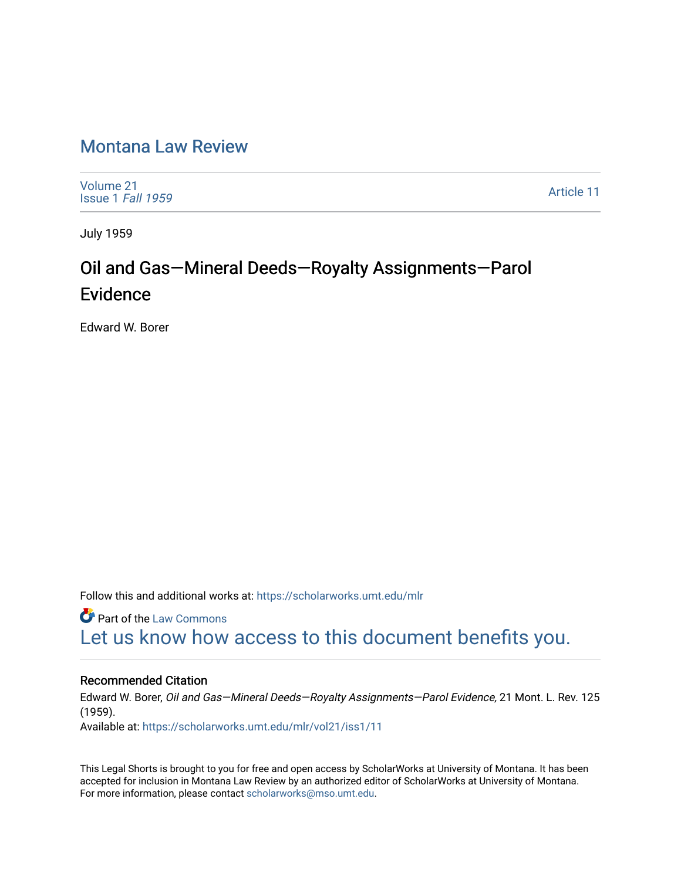# Montana Law Review

Volume 21
Issue 1 *Fall 1959*

Article 11

July 1959

# Oil and Gas—Mineral Deeds—Royalty Assignments—Parol Evidence

Edward W. Borer

Follow this and additional works at: https://scholarworks.umt.edu/mlr

Part of the Law Commons

Let us know how access to this document benefits you.

## Recommended Citation

Edward W. Borer, *Oil and Gas—Mineral Deeds—Royalty Assignments—Parol Evidence,* 21 Mont. L. Rev. 125 (1959).
Available at: https://scholarworks.umt.edu/mlr/vol21/iss1/11

This Legal Shorts is brought to you for free and open access by ScholarWorks at University of Montana. It has been accepted for inclusion in Montana Law Review by an authorized editor of ScholarWorks at University of Montana. For more information, please contact scholarworks@mso.umt.edu.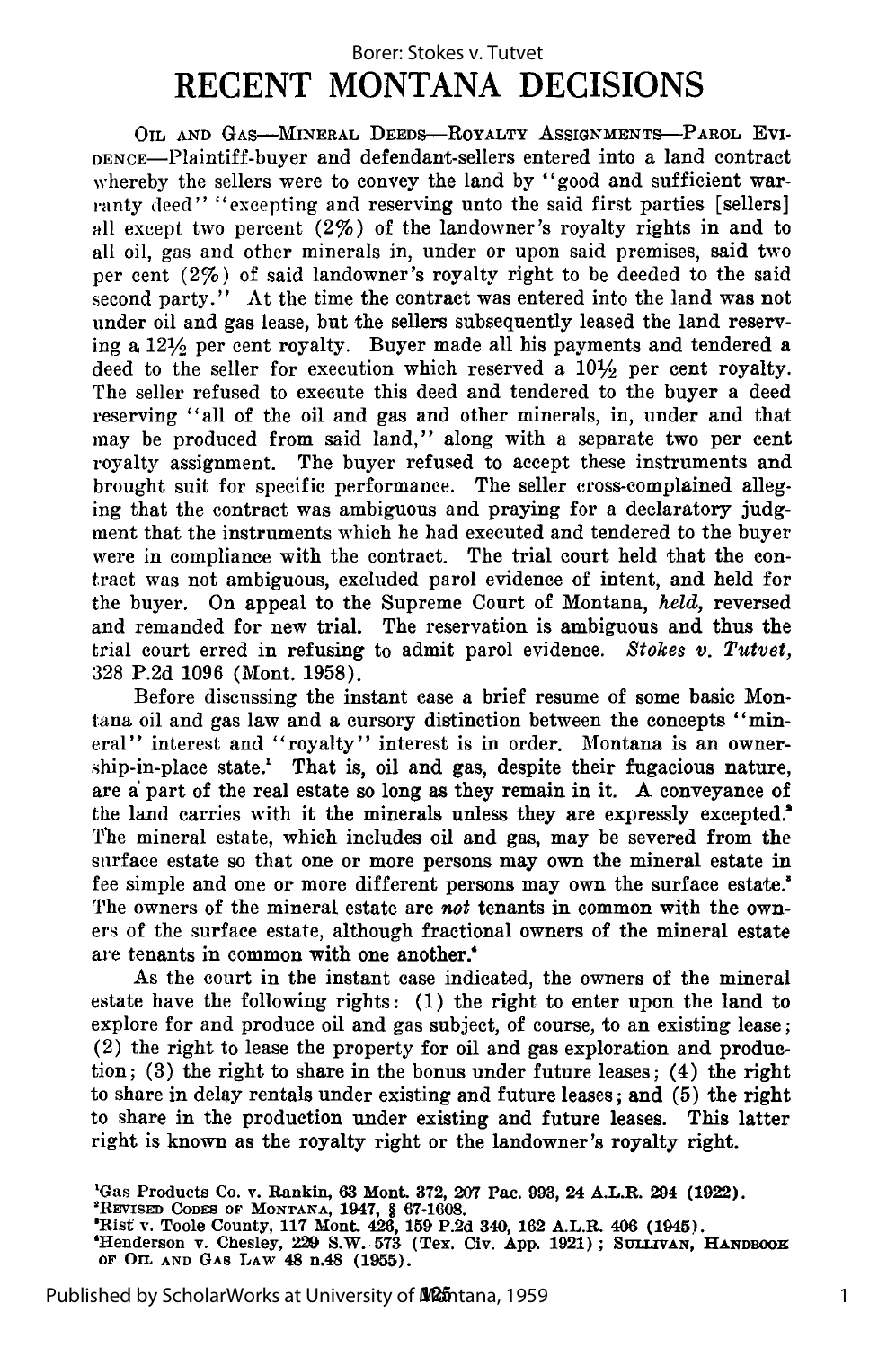# RECENT MONTANA DECISIONS

OIL AND GAS—MINERAL DEEDS—ROYALTY ASSIGNMENTS—PAROL EVIDENCE—Plaintiff-buyer and defendant-sellers entered into a land contract whereby the sellers were to convey the land by "good and sufficient warranty deed" "excepting and reserving unto the said first parties [sellers] all except two percent (2%) of the landowner's royalty rights in and to all oil, gas and other minerals in, under or upon said premises, said two per cent (2%) of said landowner's royalty right to be deeded to the said second party." At the time the contract was entered into the land was not under oil and gas lease, but the sellers subsequently leased the land reserving a 12½ per cent royalty. Buyer made all his payments and tendered a deed to the seller for execution which reserved a 10½ per cent royalty. The seller refused to execute this deed and tendered to the buyer a deed reserving "all of the oil and gas and other minerals, in, under and that may be produced from said land," along with a separate two per cent royalty assignment. The buyer refused to accept these instruments and brought suit for specific performance. The seller cross-complained alleging that the contract was ambiguous and praying for a declaratory judgment that the instruments which he had executed and tendered to the buyer were in compliance with the contract. The trial court held that the contract was not ambiguous, excluded parol evidence of intent, and held for the buyer. On appeal to the Supreme Court of Montana, *held,* reversed and remanded for new trial. The reservation is ambiguous and thus the trial court erred in refusing to admit parol evidence. *Stokes v. Tutvet,* 328 P.2d 1096 (Mont. 1958).

Before discussing the instant case a brief resume of some basic Montana oil and gas law and a cursory distinction between the concepts "mineral" interest and "royalty" interest is in order. Montana is an ownership-in-place state.[1] That is, oil and gas, despite their fugacious nature, are a part of the real estate so long as they remain in it. A conveyance of the land carries with it the minerals unless they are expressly excepted.[2] The mineral estate, which includes oil and gas, may be severed from the surface estate so that one or more persons may own the mineral estate in fee simple and one or more different persons may own the surface estate.[3] The owners of the mineral estate are *not* tenants in common with the owners of the surface estate, although fractional owners of the mineral estate are tenants in common with one another.[4]

As the court in the instant case indicated, the owners of the mineral estate have the following rights: (1) the right to enter upon the land to explore for and produce oil and gas subject, of course, to an existing lease; (2) the right to lease the property for oil and gas exploration and production; (3) the right to share in the bonus under future leases; (4) the right to share in delay rentals under existing and future leases; and (5) the right to share in the production under existing and future leases. This latter right is known as the royalty right or the landowner's royalty right.

[1]Gas Products Co. v. Rankin, 63 Mont. 372, 207 Pac. 993, 24 A.L.R. 294 (1922).
[2]REVISED CODES OF MONTANA, 1947, § 67-1608.
[3]Rist v. Toole County, 117 Mont. 426, 159 P.2d 340, 162 A.L.R. 406 (1945).
[4]Henderson v. Chesley, 229 S.W. 573 (Tex. Civ. App. 1921); SULLIVAN, HANDBOOK OF OIL AND GAS LAW 48 n.48 (1955).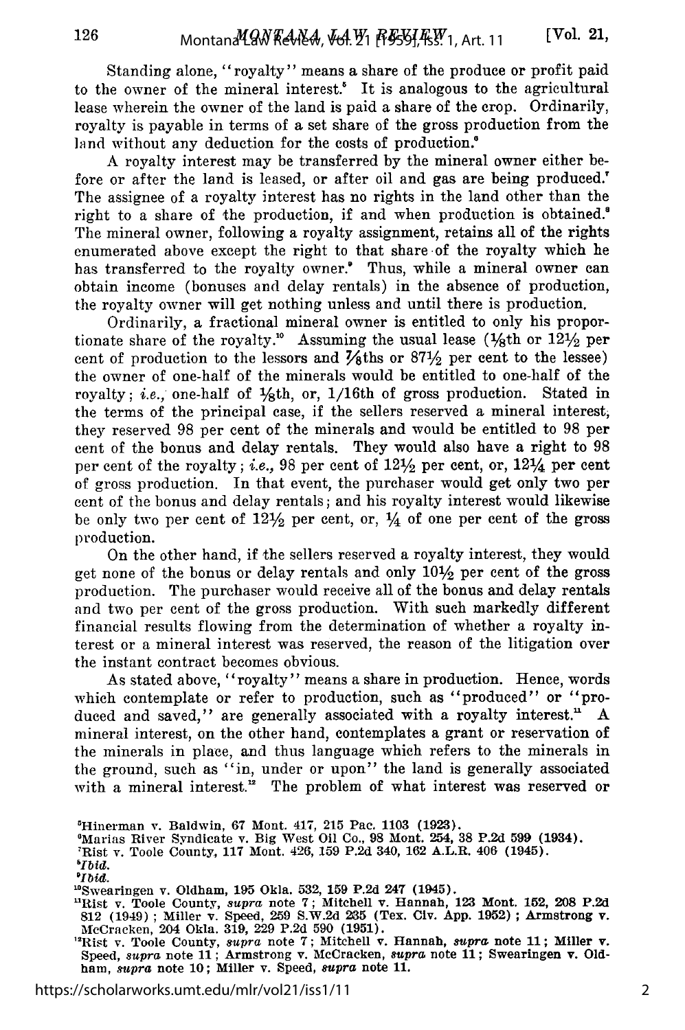Standing alone, "royalty" means a share of the produce or profit paid to the owner of the mineral interest.[5] It is analogous to the agricultural lease wherein the owner of the land is paid a share of the crop. Ordinarily, royalty is payable in terms of a set share of the gross production from the land without any deduction for the costs of production.[6]

A royalty interest may be transferred by the mineral owner either before or after the land is leased, or after oil and gas are being produced.[7] The assignee of a royalty interest has no rights in the land other than the right to a share of the production, if and when production is obtained.[8] The mineral owner, following a royalty assignment, retains all of the rights enumerated above except the right to that share of the royalty which he has transferred to the royalty owner.[9] Thus, while a mineral owner can obtain income (bonuses and delay rentals) in the absence of production, the royalty owner will get nothing unless and until there is production.

Ordinarily, a fractional mineral owner is entitled to only his proportionate share of the royalty.[10] Assuming the usual lease (1/8th or 12½ per cent of production to the lessors and 7/8ths or 87½ per cent to the lessee) the owner of one-half of the minerals would be entitled to one-half of the royalty; *i.e.,* one-half of 1/8th, or, 1/16th of gross production. Stated in the terms of the principal case, if the sellers reserved a mineral interest, they reserved 98 per cent of the minerals and would be entitled to 98 per cent of the bonus and delay rentals. They would also have a right to 98 per cent of the royalty; *i.e.,* 98 per cent of 12½ per cent, or, 12¼ per cent of gross production. In that event, the purchaser would get only two per cent of the bonus and delay rentals; and his royalty interest would likewise be only two per cent of 12½ per cent, or, ¼ of one per cent of the gross production.

On the other hand, if the sellers reserved a royalty interest, they would get none of the bonus or delay rentals and only 10½ per cent of the gross production. The purchaser would receive all of the bonus and delay rentals and two per cent of the gross production. With such markedly different financial results flowing from the determination of whether a royalty interest or a mineral interest was reserved, the reason of the litigation over the instant contract becomes obvious.

As stated above, "royalty" means a share in production. Hence, words which contemplate or refer to production, such as "produced" or "produced and saved," are generally associated with a royalty interest.[11] A mineral interest, on the other hand, contemplates a grant or reservation of the minerals in place, and thus language which refers to the minerals in the ground, such as "in, under or upon" the land is generally associated with a mineral interest.[12] The problem of what interest was reserved or

---

[5]Hinerman v. Baldwin, 67 Mont. 417, 215 Pac. 1103 (1923).

[6]Marias River Syndicate v. Big West Oil Co., 98 Mont. 254, 38 P.2d 599 (1934).

[7]Rist v. Toole County, 117 Mont. 426, 159 P.2d 340, 162 A.L.R. 406 (1945).

[8]*Ibid.*

[9]*Ibid.*

[10]Swearingen v. Oldham, 195 Okla. 532, 159 P.2d 247 (1945).

[11]Rist v. Toole County, *supra* note 7; Mitchell v. Hannah, 123 Mont. 152, 208 P.2d 812 (1949); Miller v. Speed, 259 S.W.2d 235 (Tex. Civ. App. 1952); Armstrong v. McCracken, 204 Okla. 319, 229 P.2d 590 (1951).

[12]Rist v. Toole County, *supra* note 7; Mitchell v. Hannah, *supra* note 11; Miller v. Speed, *supra* note 11; Armstrong v. McCracken, *supra* note 11; Swearingen v. Oldham, *supra* note 10; Miller v. Speed, *supra* note 11.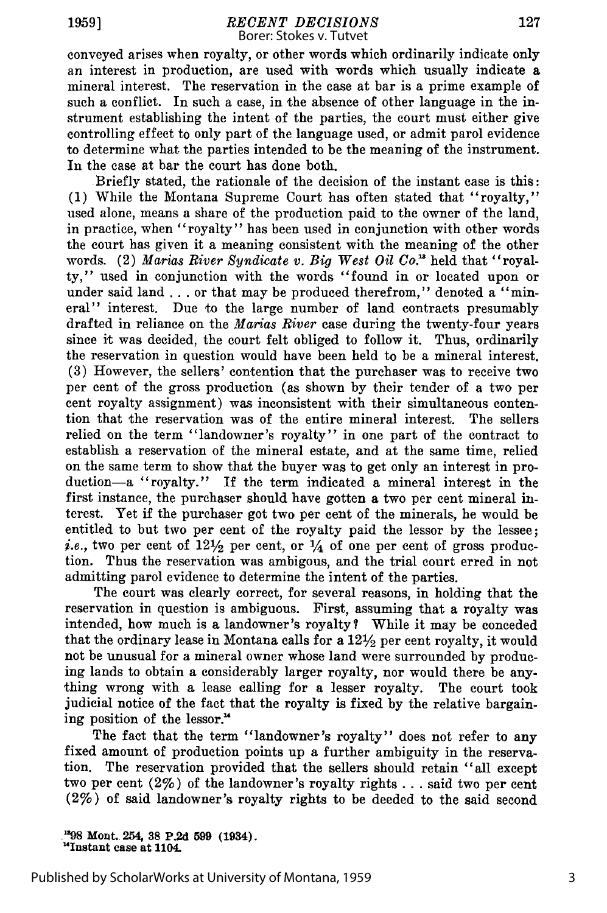conveyed arises when royalty, or other words which ordinarily indicate only an interest in production, are used with words which usually indicate a mineral interest. The reservation in the case at bar is a prime example of such a conflict. In such a case, in the absence of other language in the instrument establishing the intent of the parties, the court must either give controlling effect to only part of the language used, or admit parol evidence to determine what the parties intended to be the meaning of the instrument. In the case at bar the court has done both.

Briefly stated, the rationale of the decision of the instant case is this: (1) While the Montana Supreme Court has often stated that "royalty," used alone, means a share of the production paid to the owner of the land, in practice, when "royalty" has been used in conjunction with other words the court has given it a meaning consistent with the meaning of the other words. (2) *Marias River Syndicate v. Big West Oil Co.*[13] held that "royalty," used in conjunction with the words "found in or located upon or under said land . . . or that may be produced therefrom," denoted a "mineral" interest. Due to the large number of land contracts presumably drafted in reliance on the *Marias River* case during the twenty-four years since it was decided, the court felt obliged to follow it. Thus, ordinarily the reservation in question would have been held to be a mineral interest. (3) However, the sellers' contention that the purchaser was to receive two per cent of the gross production (as shown by their tender of a two per cent royalty assignment) was inconsistent with their simultaneous contention that the reservation was of the entire mineral interest. The sellers relied on the term "landowner's royalty" in one part of the contract to establish a reservation of the mineral estate, and at the same time, relied on the same term to show that the buyer was to get only an interest in production—a "royalty." If the term indicated a mineral interest in the first instance, the purchaser should have gotten a two per cent mineral interest. Yet if the purchaser got two per cent of the minerals, he would be entitled to but two per cent of the royalty paid the lessor by the lessee; *i.e.*, two per cent of 12½ per cent, or ¼ of one per cent of gross production. Thus the reservation was ambigous, and the trial court erred in not admitting parol evidence to determine the intent of the parties.

The court was clearly correct, for several reasons, in holding that the reservation in question is ambiguous. First, assuming that a royalty was intended, how much is a landowner's royalty? While it may be conceded that the ordinary lease in Montana calls for a 12½ per cent royalty, it would not be unusual for a mineral owner whose land were surrounded by producing lands to obtain a considerably larger royalty, nor would there be anything wrong with a lease calling for a lesser royalty. The court took judicial notice of the fact that the royalty is fixed by the relative bargaining position of the lessor.[14]

The fact that the term "landowner's royalty" does not refer to any fixed amount of production points up a further ambiguity in the reservation. The reservation provided that the sellers should retain "all except two per cent (2%) of the landowner's royalty rights . . . said two per cent (2%) of said landowner's royalty rights to be deeded to the said second

[13] 98 Mont. 254, 38 P.2d 599 (1934).

[14] Instant case at 1104.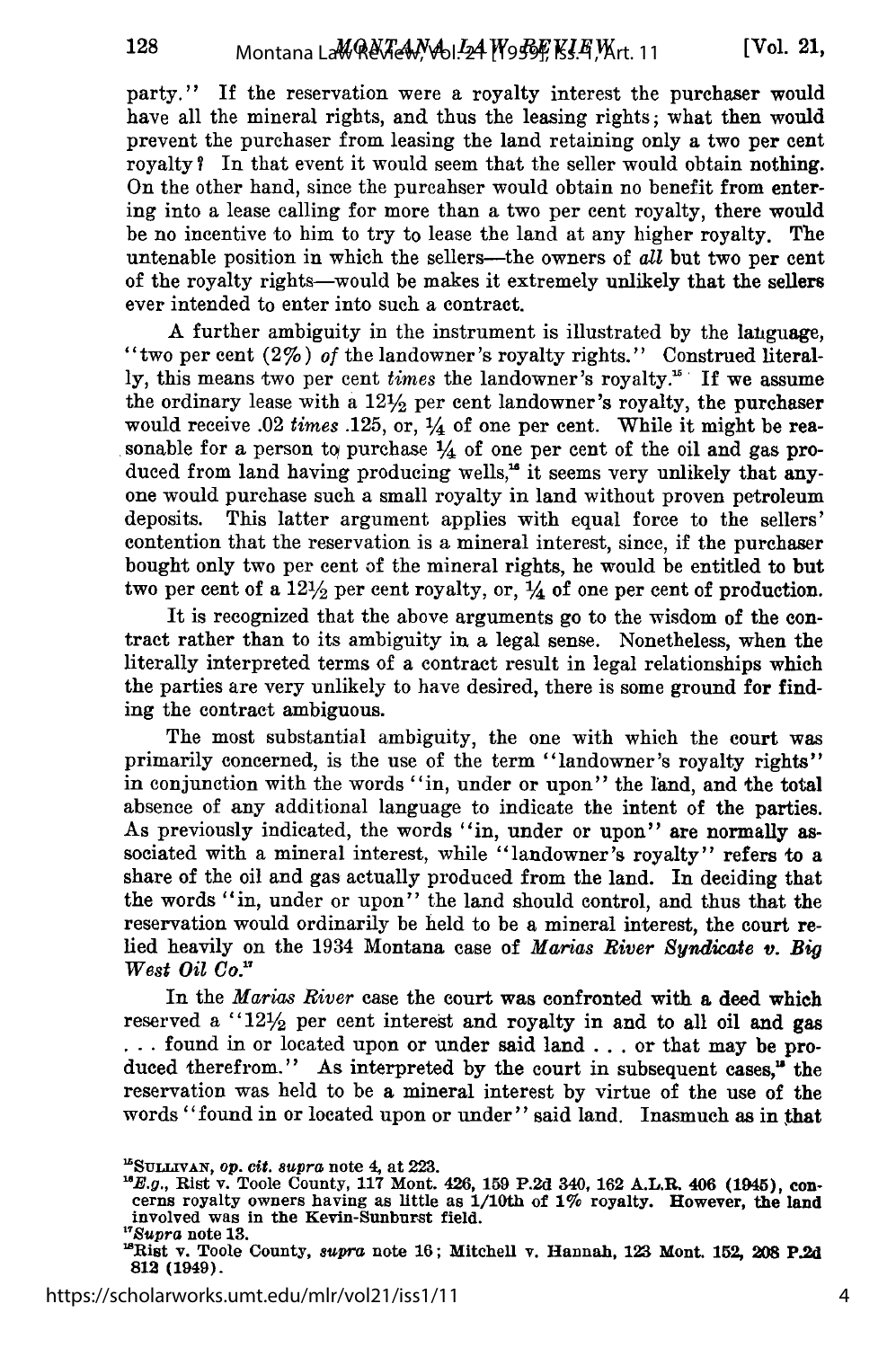party." If the reservation were a royalty interest the purchaser would have all the mineral rights, and thus the leasing rights; what then would prevent the purchaser from leasing the land retaining only a two per cent royalty? In that event it would seem that the seller would obtain nothing. On the other hand, since the purcahser would obtain no benefit from entering into a lease calling for more than a two per cent royalty, there would be no incentive to him to try to lease the land at any higher royalty. The untenable position in which the sellers—the owners of *all* but two per cent of the royalty rights—would be makes it extremely unlikely that the sellers ever intended to enter into such a contract.

A further ambiguity in the instrument is illustrated by the language, "two per cent (2%) *of* the landowner's royalty rights." Construed literally, this means two per cent *times* the landowner's royalty.[15] If we assume the ordinary lease with a 12½ per cent landowner's royalty, the purchaser would receive .02 *times* .125, or, ¼ of one per cent. While it might be reasonable for a person to purchase ¼ of one per cent of the oil and gas produced from land having producing wells,[16] it seems very unlikely that anyone would purchase such a small royalty in land without proven petroleum deposits. This latter argument applies with equal force to the sellers' contention that the reservation is a mineral interest, since, if the purchaser bought only two per cent of the mineral rights, he would be entitled to but two per cent of a 12½ per cent royalty, or, ¼ of one per cent of production.

It is recognized that the above arguments go to the wisdom of the contract rather than to its ambiguity in a legal sense. Nonetheless, when the literally interpreted terms of a contract result in legal relationships which the parties are very unlikely to have desired, there is some ground for finding the contract ambiguous.

The most substantial ambiguity, the one with which the court was primarily concerned, is the use of the term "landowner's royalty rights" in conjunction with the words "in, under or upon" the land, and the total absence of any additional language to indicate the intent of the parties. As previously indicated, the words "in, under or upon" are normally associated with a mineral interest, while "landowner's royalty" refers to a share of the oil and gas actually produced from the land. In deciding that the words "in, under or upon" the land should control, and thus that the reservation would ordinarily be held to be a mineral interest, the court relied heavily on the 1934 Montana case of *Marias River Syndicate v. Big West Oil Co.*[17]

In the *Marias River* case the court was confronted with a deed which reserved a "12½ per cent interest and royalty in and to all oil and gas . . . found in or located upon or under said land . . . or that may be produced therefrom." As interpreted by the court in subsequent cases,[18] the reservation was held to be a mineral interest by virtue of the use of the words "found in or located upon or under" said land. Inasmuch as in that

---

[15] SULLIVAN, *op. cit. supra* note 4, at 223.

[16] *E.g.*, Rist v. Toole County, 117 Mont. 426, 159 P.2d 340, 162 A.L.R. 406 (1945), concerns royalty owners having as little as 1/10th of 1% royalty. However, the land involved was in the Kevin-Sunburst field.

[17] *Supra* note 13.

[18] Rist v. Toole County, *supra* note 16; Mitchell v. Hannah, 123 Mont. 152, 208 P.2d 812 (1949).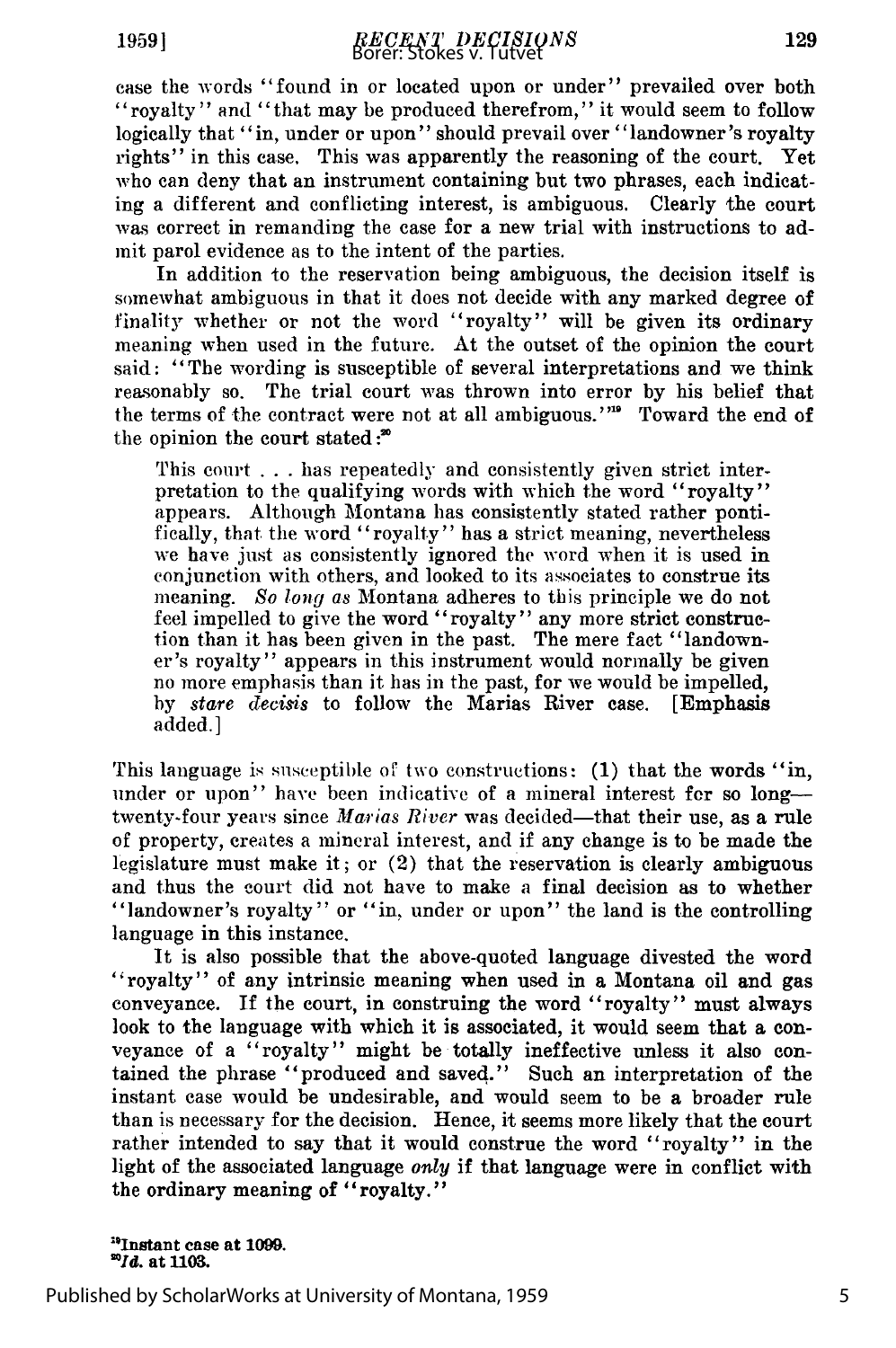case the words "found in or located upon or under" prevailed over both "royalty" and "that may be produced therefrom," it would seem to follow logically that "in, under or upon" should prevail over "landowner's royalty rights" in this case. This was apparently the reasoning of the court. Yet who can deny that an instrument containing but two phrases, each indicating a different and conflicting interest, is ambiguous. Clearly the court was correct in remanding the case for a new trial with instructions to admit parol evidence as to the intent of the parties.

In addition to the reservation being ambiguous, the decision itself is somewhat ambiguous in that it does not decide with any marked degree of finality whether or not the word "royalty" will be given its ordinary meaning when used in the future. At the outset of the opinion the court said: "The wording is susceptible of several interpretations and we think reasonably so. The trial court was thrown into error by his belief that the terms of the contract were not at all ambiguous."[19] Toward the end of the opinion the court stated:[20]

> This court . . . has repeatedly and consistently given strict interpretation to the qualifying words with which the word "royalty" appears. Although Montana has consistently stated rather pontifically, that the word "royalty" has a strict meaning, nevertheless we have just as consistently ignored the word when it is used in conjunction with others, and looked to its associates to construe its meaning. *So long as* Montana adheres to this principle we do not feel impelled to give the word "royalty" any more strict construction than it has been given in the past. The mere fact "landowner's royalty" appears in this instrument would normally be given no more emphasis than it has in the past, for we would be impelled, by *stare decisis* to follow the Marias River case. [Emphasis added.]

This language is susceptible of two constructions: (1) that the words "in, under or upon" have been indicative of a mineral interest for so long—twenty-four years since *Marias River* was decided—that their use, as a rule of property, creates a mineral interest, and if any change is to be made the legislature must make it; or (2) that the reservation is clearly ambiguous and thus the court did not have to make a final decision as to whether "landowner's royalty" or "in, under or upon" the land is the controlling language in this instance.

It is also possible that the above-quoted language divested the word "royalty" of any intrinsic meaning when used in a Montana oil and gas conveyance. If the court, in construing the word "royalty" must always look to the language with which it is associated, it would seem that a conveyance of a "royalty" might be totally ineffective unless it also contained the phrase "produced and saved." Such an interpretation of the instant case would be undesirable, and would seem to be a broader rule than is necessary for the decision. Hence, it seems more likely that the court rather intended to say that it would construe the word "royalty" in the light of the associated language *only* if that language were in conflict with the ordinary meaning of "royalty."

[19]Instant case at 1099.
[20]*Id.* at 1103.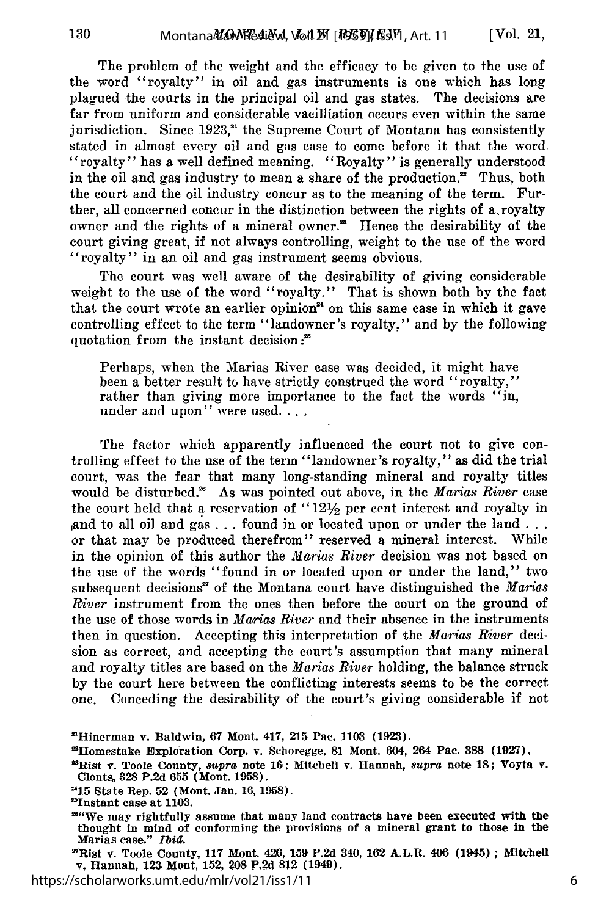The problem of the weight and the efficacy to be given to the use of the word "royalty" in oil and gas instruments is one which has long plagued the courts in the principal oil and gas states. The decisions are far from uniform and considerable vacilliation occurs even within the same jurisdiction. Since 1923,[21] the Supreme Court of Montana has consistently stated in almost every oil and gas case to come before it that the word "royalty" has a well defined meaning. "Royalty" is generally understood in the oil and gas industry to mean a share of the production.[22] Thus, both the court and the oil industry concur as to the meaning of the term. Further, all concerned concur in the distinction between the rights of a royalty owner and the rights of a mineral owner.[23] Hence the desirability of the court giving great, if not always controlling, weight to the use of the word "royalty" in an oil and gas instrument seems obvious.

The court was well aware of the desirability of giving considerable weight to the use of the word "royalty." That is shown both by the fact that the court wrote an earlier opinion[24] on this same case in which it gave controlling effect to the term "landowner's royalty," and by the following quotation from the instant decision:[25]

> Perhaps, when the Marias River case was decided, it might have been a better result to have strictly construed the word "royalty," rather than giving more importance to the fact the words "in, under and upon" were used. . . .

The factor which apparently influenced the court not to give controlling effect to the use of the term "landowner's royalty," as did the trial court, was the fear that many long-standing mineral and royalty titles would be disturbed.[26] As was pointed out above, in the *Marias River* case the court held that a reservation of "12½ per cent interest and royalty in and to all oil and gas . . . found in or located upon or under the land . . . or that may be produced therefrom" reserved a mineral interest. While in the opinion of this author the *Marias River* decision was not based on the use of the words "found in or located upon or under the land," two subsequent decisions[27] of the Montana court have distinguished the *Marias River* instrument from the ones then before the court on the ground of the use of those words in *Marias River* and their absence in the instruments then in question. Accepting this interpretation of the *Marias River* decision as correct, and accepting the court's assumption that many mineral and royalty titles are based on the *Marias River* holding, the balance struck by the court here between the conflicting interests seems to be the correct one. Conceding the desirability of the court's giving considerable if not

---

[21] Hinerman v. Baldwin, 67 Mont. 417, 215 Pac. 1103 (1923).

[22] Homestake Exploration Corp. v. Schoregge, 81 Mont. 604, 264 Pac. 388 (1927).

[23] Rist v. Toole County, *supra* note 16; Mitchell v. Hannah, *supra* note 18; Voyta v. Clonts, 328 P.2d 655 (Mont. 1958).

[24] 15 State Rep. 52 (Mont. Jan. 16, 1958).

[25] Instant case at 1103.

[26] "We may rightfully assume that many land contracts have been executed with the thought in mind of conforming the provisions of a mineral grant to those in the Marias case." *Ibid.*

[27] Rist v. Toole County, 117 Mont. 426, 159 P.2d 340, 162 A.L.R. 406 (1945); Mitchell v. Hannah, 123 Mont. 152, 208 P.2d 812 (1949).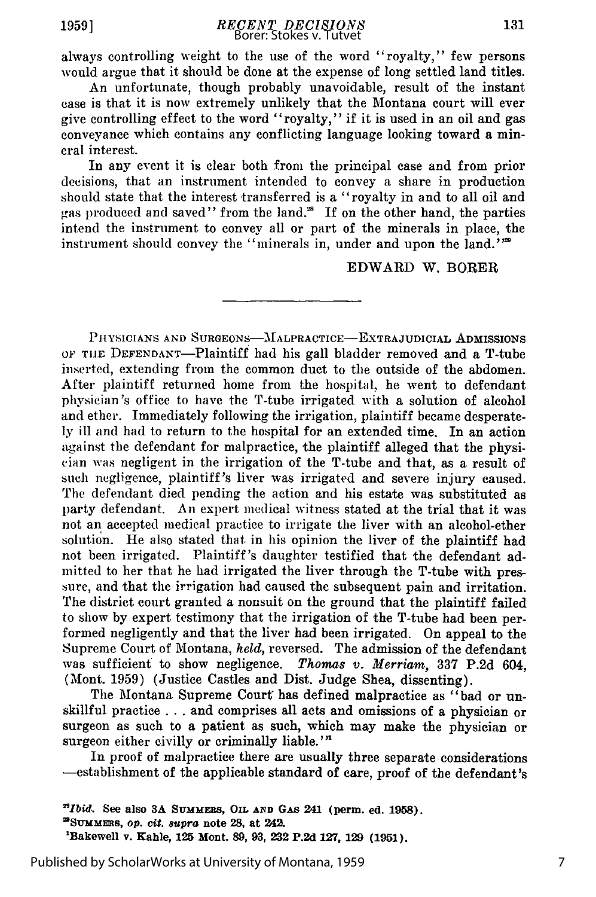always controlling weight to the use of the word "royalty," few persons would argue that it should be done at the expense of long settled land titles.

An unfortunate, though probably unavoidable, result of the instant case is that it is now extremely unlikely that the Montana court will ever give controlling effect to the word "royalty," if it is used in an oil and gas conveyance which contains any conflicting language looking toward a mineral interest.

In any event it is clear both from the principal case and from prior decisions, that an instrument intended to convey a share in production should state that the interest transferred is a "royalty in and to all oil and gas produced and saved" from the land.[28] If on the other hand, the parties intend the instrument to convey all or part of the minerals in place, the instrument should convey the "minerals in, under and upon the land."[29]

EDWARD W. BORER

---

PHYSICIANS AND SURGEONS—MALPRACTICE—EXTRAJUDICIAL ADMISSIONS OF THE DEFENDANT—Plaintiff had his gall bladder removed and a T-tube inserted, extending from the common duct to the outside of the abdomen. After plaintiff returned home from the hospital, he went to defendant physician's office to have the T-tube irrigated with a solution of alcohol and ether. Immediately following the irrigation, plaintiff became desperately ill and had to return to the hospital for an extended time. In an action against the defendant for malpractice, the plaintiff alleged that the physician was negligent in the irrigation of the T-tube and that, as a result of such negligence, plaintiff's liver was irrigated and severe injury caused. The defendant died pending the action and his estate was substituted as party defendant. An expert medical witness stated at the trial that it was not an accepted medical practice to irrigate the liver with an alcohol-ether solution. He also stated that in his opinion the liver of the plaintiff had not been irrigated. Plaintiff's daughter testified that the defendant admitted to her that he had irrigated the liver through the T-tube with pressure, and that the irrigation had caused the subsequent pain and irritation. The district court granted a nonsuit on the ground that the plaintiff failed to show by expert testimony that the irrigation of the T-tube had been performed negligently and that the liver had been irrigated. On appeal to the Supreme Court of Montana, *held*, reversed. The admission of the defendant was sufficient to show negligence. *Thomas v. Merriam*, 337 P.2d 604, (Mont. 1959) (Justice Castles and Dist. Judge Shea, dissenting).

The Montana Supreme Court has defined malpractice as "bad or unskillful practice . . . and comprises all acts and omissions of a physician or surgeon as such to a patient as such, which may make the physician or surgeon either civilly or criminally liable."[1]

In proof of malpractice there are usually three separate considerations —establishment of the applicable standard of care, proof of the defendant's

[28]*Ibid.* See also 3A SUMMERS, OIL AND GAS 241 (perm. ed. 1958).

[29]SUMMERS, *op. cit. supra* note 28, at 242.

[1]Bakewell v. Kahle, 125 Mont. 89, 93, 232 P.2d 127, 129 (1951).